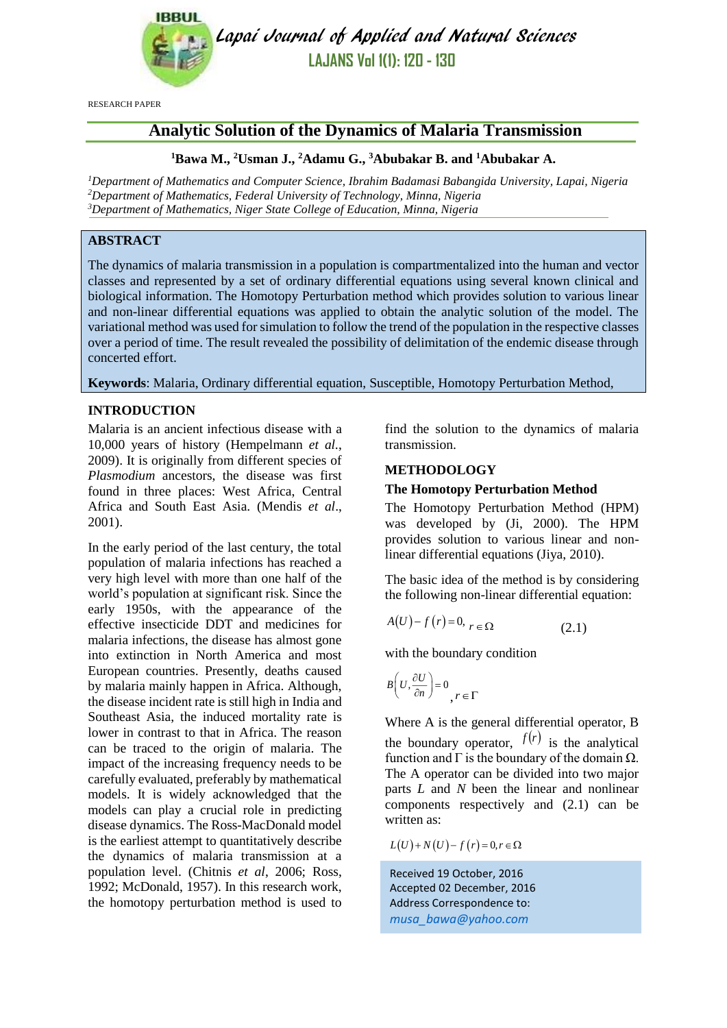RESEARCH PAPER

# Analytic Solution of the Dynamics of Malaria Transmission

**[1]Bawa M., [2]Usman J., [2]Adamu G., [3]Abubakar B. and [1]Abubakar A.**

*[1]Department of Mathematics and Computer Science, Ibrahim Badamasi Babangida University, Lapai, Nigeria*
*[2]Department of Mathematics, Federal University of Technology, Minna, Nigeria*
*[3]Department of Mathematics, Niger State College of Education, Minna, Nigeria*

## ABSTRACT

The dynamics of malaria transmission in a population is compartmentalized into the human and vector classes and represented by a set of ordinary differential equations using several known clinical and biological information. The Homotopy Perturbation method which provides solution to various linear and non-linear differential equations was applied to obtain the analytic solution of the model. The variational method was used for simulation to follow the trend of the population in the respective classes over a period of time. The result revealed the possibility of delimitation of the endemic disease through concerted effort.

**Keywords**: Malaria, Ordinary differential equation, Susceptible, Homotopy Perturbation Method,

## INTRODUCTION

Malaria is an ancient infectious disease with a 10,000 years of history (Hempelmann *et al.*, 2009). It is originally from different species of *Plasmodium* ancestors, the disease was first found in three places: West Africa, Central Africa and South East Asia. (Mendis *et al*., 2001).

In the early period of the last century, the total population of malaria infections has reached a very high level with more than one half of the world's population at significant risk. Since the early 1950s, with the appearance of the effective insecticide DDT and medicines for malaria infections, the disease has almost gone into extinction in North America and most European countries. Presently, deaths caused by malaria mainly happen in Africa. Although, the disease incident rate is still high in India and Southeast Asia, the induced mortality rate is lower in contrast to that in Africa. The reason can be traced to the origin of malaria. The impact of the increasing frequency needs to be carefully evaluated, preferably by mathematical models. It is widely acknowledged that the models can play a crucial role in predicting disease dynamics. The Ross-MacDonald model is the earliest attempt to quantitatively describe the dynamics of malaria transmission at a population level. (Chitnis *et al*, 2006; Ross, 1992; McDonald, 1957). In this research work, the homotopy perturbation method is used to find the solution to the dynamics of malaria transmission.

## METHODOLOGY

### The Homotopy Perturbation Method

The Homotopy Perturbation Method (HPM) was developed by (Ji, 2000). The HPM provides solution to various linear and non-linear differential equations (Jiya, 2010).

The basic idea of the method is by considering the following non-linear differential equation:

$$A(U) - f(r) = 0, \quad r \in \Omega \tag{2.1}$$

with the boundary condition

$$B\left(U, \frac{\partial U}{\partial n}\right) = 0, \quad r \in \Gamma$$

Where A is the general differential operator, B the boundary operator, $f(r)$ is the analytical function and $\Gamma$ is the boundary of the domain $\Omega$. The A operator can be divided into two major parts $L$ and $N$ been the linear and nonlinear components respectively and (2.1) can be written as:

$$L(U) + N(U) - f(r) = 0, r \in \Omega$$

Received 19 October, 2016
Accepted 02 December, 2016
Address Correspondence to:
*musa_bawa@yahoo.com*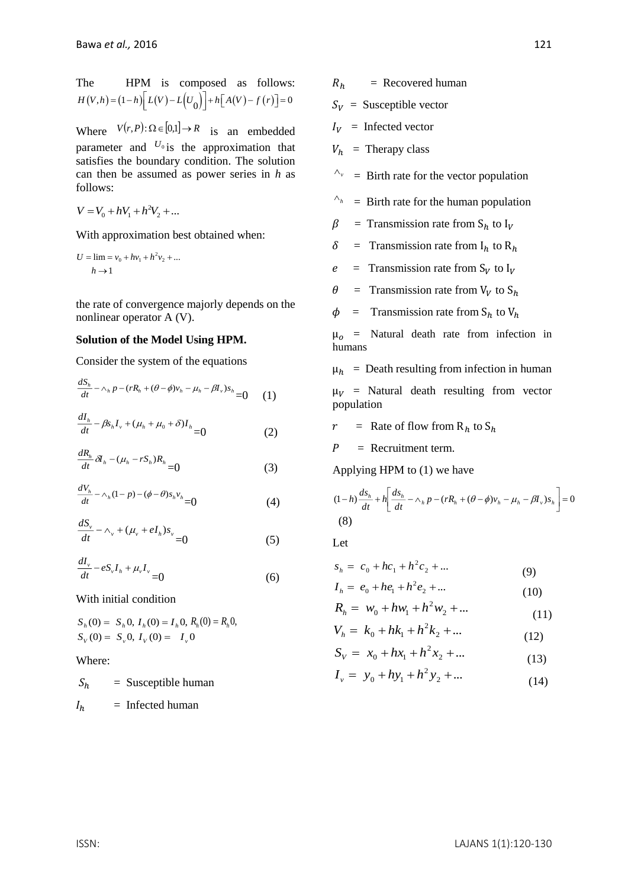The HPM is composed as follows: $H(V,h) = (1-h)\left[L(V) - L(U_0)\right] + h\left[A(V) - f(r)\right] = 0$

Where $V(r,P): \Omega \in [0,1] \rightarrow R$ is an embedded parameter and $U_0$ is the approximation that satisfies the boundary condition. The solution can then be assumed as power series in $h$ as follows:

$$V = V_0 + hV_1 + h^2V_2 + ...$$

With approximation best obtained when:

$$U = \lim_{h \to 1} = v_0 + hv_1 + h^2v_2 + ...$$

the rate of convergence majorly depends on the nonlinear operator A (V).

**Solution of the Model Using HPM.**

Consider the system of the equations

$$\frac{dS_h}{dt} - \wedge_h p - (rR_h + (\theta - \phi)v_h - \mu_h - \beta I_v)s_h = 0 \quad (1)$$

$$\frac{dI_h}{dt} - \beta s_h I_v + (\mu_h + \mu_0 + \delta)I_h = 0 \quad (2)$$

$$\frac{dR_h}{dt} \delta I_h - (\mu_h - rS_h)R_h = 0 \quad (3)$$

$$\frac{dV_h}{dt} - \wedge_h(1-p) - (\phi - \theta)s_h v_h = 0 \quad (4)$$

$$\frac{dS_v}{dt} - \wedge_v + (\mu_v + eI_h)s_v = 0 \quad (5)$$

$$\frac{dI_v}{dt} - eS_v I_h + \mu_v I_v = 0 \quad (6)$$

With initial condition

$$S_h(0) = S_h 0,\ I_h(0) = I_h 0,\ R_h(0) = R_h 0,$$
$$S_V(0) = S_v 0,\ I_V(0) = I_v 0$$

Where:

$S_h$ = Susceptible human

$I_h$ = Infected human

$R_h$ = Recovered human

$S_V$ = Susceptible vector

$I_V$ = Infected vector

$V_h$ = Therapy class

$\wedge_v$ = Birth rate for the vector population

$\wedge_h$ = Birth rate for the human population

$\beta$ = Transmission rate from $S_h$ to $I_V$

$\delta$ = Transmission rate from $I_h$ to $R_h$

$e$ = Transmission rate from $S_V$ to $I_V$

$\theta$ = Transmission rate from $V_V$ to $S_h$

$\phi$ = Transmission rate from $S_h$ to $V_h$

$\mu_o$ = Natural death rate from infection in humans

$\mu_h$ = Death resulting from infection in human

$\mu_V$ = Natural death resulting from vector population

$r$ = Rate of flow from $R_h$ to $S_h$

$P$ = Recruitment term.

Applying HPM to (1) we have

$$(1-h)\frac{ds_h}{dt} + h\left[\frac{ds_h}{dt} - \wedge_h p - (rR_h + (\theta - \phi)v_h - \mu_h - \beta I_v)s_h\right] = 0 \quad (8)$$

Let

$$s_h = c_0 + hc_1 + h^2c_2 + ... \quad (9)$$

$$I_h = e_0 + he_1 + h^2e_2 + ... \quad (10)$$

$$R_h = w_0 + hw_1 + h^2w_2 + ... \quad (11)$$

$$V_h = k_0 + hk_1 + h^2k_2 + ... \quad (12)$$

$$S_V = x_0 + hx_1 + h^2x_2 + ... \quad (13)$$

$$I_v = y_0 + hy_1 + h^2y_2 + ... \quad (14)$$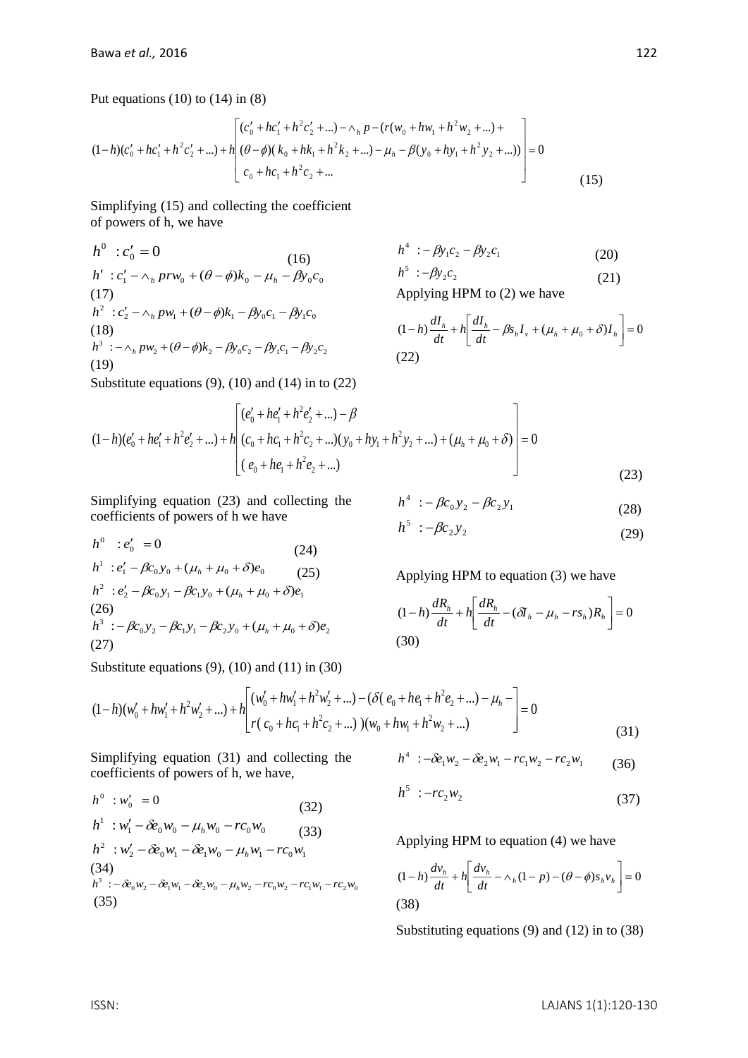Put equations (10) to (14) in (8)

$$(1-h)(c_0' + hc_1' + h^2c_2' + ...) + h\begin{bmatrix} (c_0' + hc_1' + h^2c_2' + ...) - \wedge_h p - (r(w_0 + hw_1 + h^2w_2 + ...) + \\ (\theta - \phi)(k_0 + hk_1 + h^2k_2 + ...) - \mu_h - \beta(y_0 + hy_1 + h^2y_2 + ...)) \\ c_0 + hc_1 + h^2c_2 + ... \end{bmatrix} = 0 \quad (15)$$

Simplifying (15) and collecting the coefficient of powers of h, we have

$$h^0 \;: c_0' = 0 \quad (16)$$

$$h' \;: c_1' - \wedge_h prw_0 + (\theta - \phi)k_0 - \mu_h - \beta y_0 c_0 \quad (17)$$

$$h^2 \;: c_2' - \wedge_h pw_1 + (\theta - \phi)k_1 - \beta y_0 c_1 - \beta y_1 c_0 \quad (18)$$

$$h^3 \;: - \wedge_h pw_2 + (\theta - \phi)k_2 - \beta y_0 c_2 - \beta y_1 c_1 - \beta y_2 c_2 \quad (19)$$

$$h^4 \;: - \beta y_1 c_2 - \beta y_2 c_1 \quad (20)$$

$$h^5 \;: - \beta y_2 c_2 \quad (21)$$

Applying HPM to (2) we have

$$(1-h)\frac{dI_h}{dt} + h\left[\frac{dI_h}{dt} - \beta s_h I_v + (\mu_h + \mu_0 + \delta)I_h\right] = 0 \quad (22)$$

Substitute equations (9), (10) and (14) in to (22)

$$(1-h)(e_0' + he_1' + h^2e_2' + ...) + h\begin{bmatrix} (e_0' + he_1' + h^2e_2' + ...) - \beta \\ (c_0 + hc_1 + h^2c_2 + ...)(y_0 + hy_1 + h^2y_2 + ...) + (\mu_h + \mu_0 + \delta) \\ (e_0 + he_1 + h^2e_2 + ...) \end{bmatrix} = 0 \quad (23)$$

Simplifying equation (23) and collecting the coefficients of powers of h we have

$$h^0 \;: e_0' = 0 \quad (24)$$

$$h^1 \;: e_1' - \beta c_0 y_0 + (\mu_h + \mu_0 + \delta)e_0 \quad (25)$$

$$h^2 \;: e_2' - \beta c_0 y_1 - \beta c_1 y_0 + (\mu_h + \mu_0 + \delta)e_1 \quad (26)$$

$$h^3 \;: - \beta c_0 y_2 - \beta c_1 y_1 - \beta c_2 y_0 + (\mu_h + \mu_0 + \delta)e_2 \quad (27)$$

$$h^4 \;: - \beta c_0 y_2 - \beta c_2 y_1 \quad (28)$$

$$h^5 \;: - \beta c_2 y_2 \quad (29)$$

Applying HPM to equation (3) we have

$$(1-h)\frac{dR_h}{dt} + h\left[\frac{dR_h}{dt} - (\delta I_h - \mu_h - rs_h)R_h\right] = 0 \quad (30)$$

Substitute equations (9), (10) and (11) in (30)

$$(1-h)(w_0' + hw_1' + h^2w_2' + ...) + h\begin{bmatrix} (w_0' + hw_1' + h^2w_2' + ...) - (\delta(e_0 + he_1 + h^2e_2 + ...) - \mu_h - \\ r(c_0 + hc_1 + h^2c_2 + ...))(w_0 + hw_1 + h^2w_2 + ...) \end{bmatrix} = 0 \quad (31)$$

Simplifying equation (31) and collecting the coefficients of powers of h, we have,

$$h^0 \;: w_0' = 0 \quad (32)$$

$$h^1 \;: w_1' - \delta e_0 w_0 - \mu_h w_0 - rc_0 w_0 \quad (33)$$

$$h^2 \;: w_2' - \delta e_0 w_1 - \delta e_1 w_0 - \mu_h w_1 - rc_0 w_1 \quad (34)$$

$$h^3 \;: - \delta e_0 w_2 - \delta e_1 w_1 - \delta e_2 w_0 - \mu_h w_2 - rc_0 w_2 - rc_1 w_1 - rc_2 w_0 \quad (35)$$

$$h^4 \;: - \delta e_1 w_2 - \delta e_2 w_1 - rc_1 w_2 - rc_2 w_1 \quad (36)$$

$$h^5 \;: - rc_2 w_2 \quad (37)$$

Applying HPM to equation (4) we have

$$(1-h)\frac{dv_h}{dt} + h\left[\frac{dv_h}{dt} - \wedge_h (1-p) - (\theta - \phi)s_h v_h\right] = 0 \quad (38)$$

Substituting equations (9) and (12) in to (38)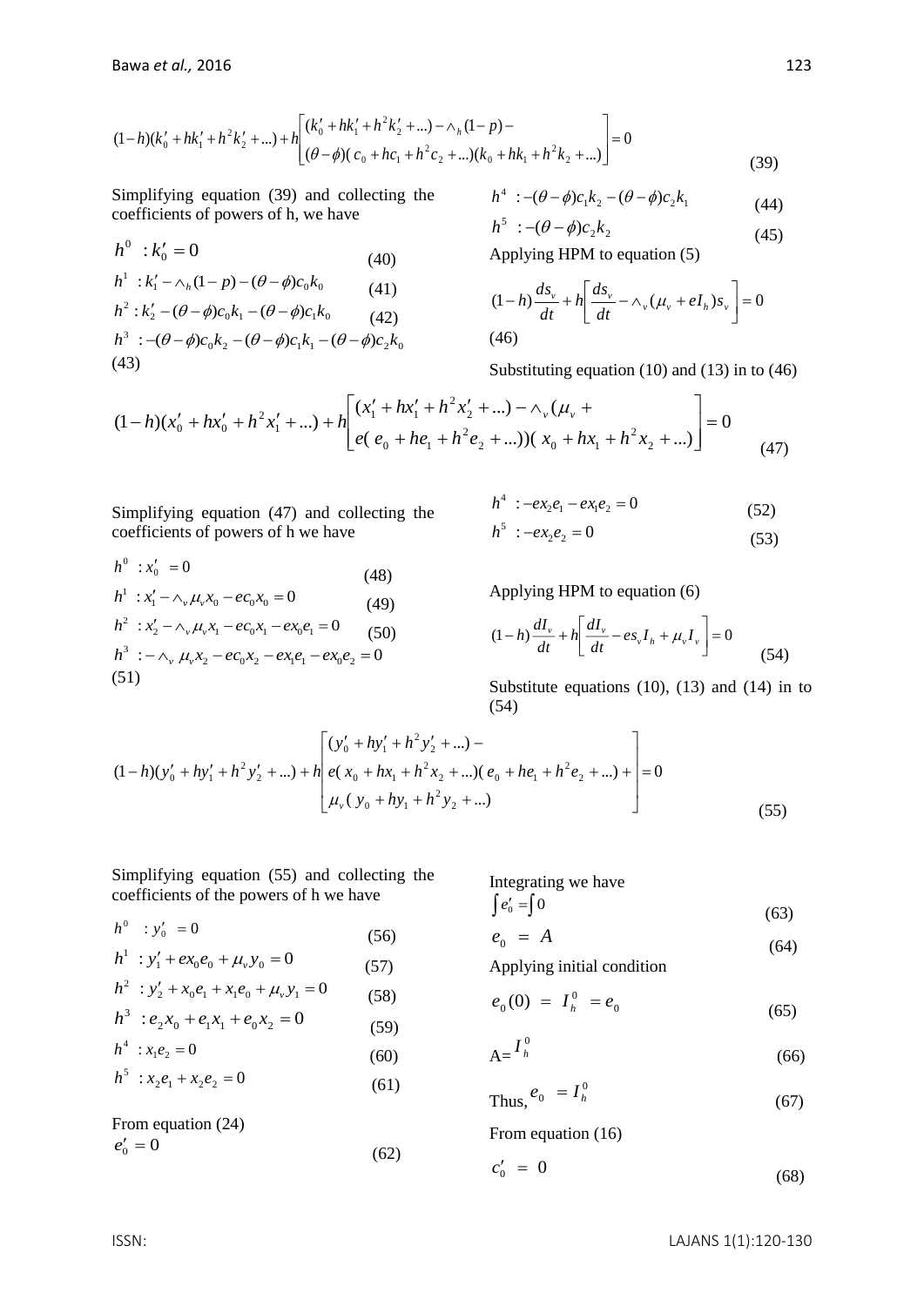$$(1-h)(k_0' + hk_1' + h^2k_2' + ...) + h\begin{bmatrix}(k_0' + hk_1' + h^2k_2' + ...) - \wedge_h (1-p) - \\ (\theta - \phi)(c_0 + hc_1 + h^2c_2 + ...)(k_0 + hk_1 + h^2k_2 + ...)\end{bmatrix} = 0 \quad (39)$$

Simplifying equation (39) and collecting the coefficients of powers of h, we have

$$h^0 \; : k_0' = 0 \quad (40)$$

$$h^1 \; : k_1' - \wedge_h (1-p) - (\theta - \phi)c_0k_0 \quad (41)$$

$$h^2 : k_2' - (\theta - \phi)c_0k_1 - (\theta - \phi)c_1k_0 \quad (42)$$

$$h^3 \; : -(\theta - \phi)c_0k_2 - (\theta - \phi)c_1k_1 - (\theta - \phi)c_2k_0 \quad (43)$$

$$h^4 \; : -(\theta - \phi)c_1k_2 - (\theta - \phi)c_2k_1 \quad (44)$$

$$h^5 \; : -(\theta - \phi)c_2k_2 \quad (45)$$

Applying HPM to equation (5)

$$(1-h)\frac{ds_v}{dt} + h\left[\frac{ds_v}{dt} - \wedge_v (\mu_v + eI_h)s_v\right] = 0 \quad (46)$$

Substituting equation (10) and (13) in to (46)

$$(1-h)(x_0' + hx_0' + h^2x_1' + ...) + h\begin{bmatrix}(x_1' + hx_1' + h^2x_2' + ...) - \wedge_v (\mu_v + \\ e(e_0 + he_1 + h^2e_2 + ...))(x_0 + hx_1 + h^2x_2 + ...)\end{bmatrix} = 0 \quad (47)$$

Simplifying equation (47) and collecting the coefficients of powers of h we have

$$h^0 \; : x_0' \; = 0 \quad (48)$$

$$h^1 \; : x_1' - \wedge_v \mu_v x_0 - ec_0x_0 = 0 \quad (49)$$

$$h^2 \; : x_2' - \wedge_v \mu_v x_1 - ec_0x_1 - ex_0e_1 = 0 \quad (50)$$

$$h^3 \; : - \wedge_v \; \mu_v x_2 - ec_0x_2 - ex_1e_1 - ex_0e_2 = 0 \quad (51)$$

$$h^4 \; : -ex_2e_1 - ex_1e_2 = 0 \quad (52)$$

$$h^5 \; : -ex_2e_2 = 0 \quad (53)$$

Applying HPM to equation (6)

$$(1-h)\frac{dI_v}{dt} + h\left[\frac{dI_v}{dt} - es_vI_h + \mu_vI_v\right] = 0 \quad (54)$$

Substitute equations (10), (13) and (14) in to (54)

$$(1-h)(y_0' + hy_1' + h^2y_2' + ...) + h\begin{bmatrix}(y_0' + hy_1' + h^2y_2' + ...) - \\ e(x_0 + hx_1 + h^2x_2 + ...)(e_0 + he_1 + h^2e_2 + ...) + \\ \mu_v(y_0 + hy_1 + h^2y_2 + ...)\end{bmatrix} = 0 \quad (55)$$

Simplifying equation (55) and collecting the coefficients of the powers of h we have

$$h^0 \quad : y_0' \; = 0 \quad (56)$$

$$h^1 \; : y_1' + ex_0e_0 + \mu_vy_0 = 0 \quad (57)$$

$$h^2 \; : y_2' + x_0e_1 + x_1e_0 + \mu_vy_1 = 0 \quad (58)$$

$$h^3 \; : e_2x_0 + e_1x_1 + e_0x_2 = 0 \quad (59)$$

$$h^4 \; : x_1e_2 = 0 \quad (60)$$

$$h^5 \; : x_2e_1 + x_2e_2 = 0 \quad (61)$$

From equation (24)

$$e_0' = 0 \quad (62)$$

Integrating we have

$$\int e_0' = \int 0 \quad (63)$$

$$e_0 \; = \; A \quad (64)$$

Applying initial condition

$$e_0(0) \; = \; I_h^0 \; = e_0 \quad (65)$$

$$A = I_h^0 \quad (66)$$

Thus, $e_0 \; = I_h^0$ (67)

From equation (16)

$$c_0' \; = \; 0 \quad (68)$$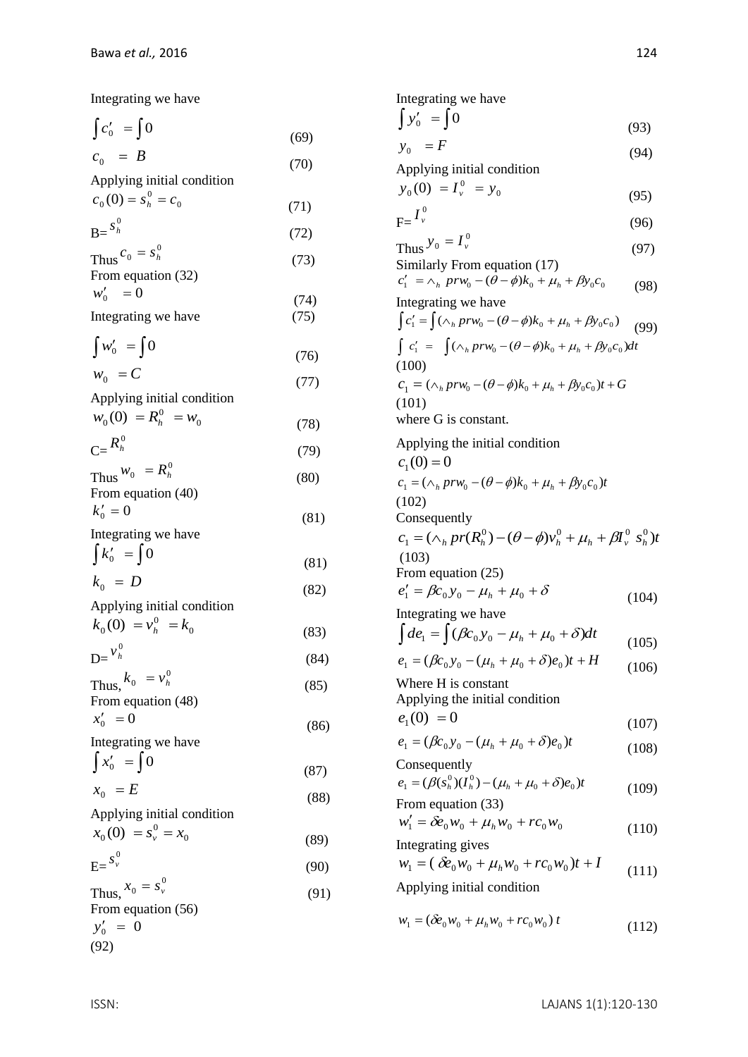Integrating we have

$$\int c_0' = \int 0 \quad (69)$$

$$c_0 = B \quad (70)$$

Applying initial condition

$$c_0(0) = s_h^0 = c_0 \quad (71)$$

$$B = s_h^0 \quad (72)$$

Thus $c_0 = s_h^0$ (73)

From equation (32)

$$w_0' = 0 \quad (74)$$

Integrating we have (75)

$$\int w_0' = \int 0 \quad (76)$$

$$w_0 = C \quad (77)$$

Applying initial condition

$$w_0(0) = R_h^0 = w_0 \quad (78)$$

$$C = R_h^0 \quad (79)$$

Thus $w_0 = R_h^0$ (80)

From equation (40)

$$k_0' = 0 \quad (81)$$

Integrating we have

$$\int k_0' = \int 0 \quad (81)$$

$$k_0 = D \quad (82)$$

Applying initial condition

$$k_0(0) = v_h^0 = k_0 \quad (83)$$

$$D = v_h^0 \quad (84)$$

Thus, $k_0 = v_h^0$ (85)

From equation (48)

$$x_0' = 0 \quad (86)$$

Integrating we have

$$\int x_0' = \int 0 \quad (87)$$

$$x_0 = E \quad (88)$$

Applying initial condition

$$x_0(0) = s_v^0 = x_0 \quad (89)$$

$$E = s_v^0 \quad (90)$$

Thus, $x_0 = s_v^0$ (91)

From equation (56)

$$y_0' = 0 \quad (92)$$

Integrating we have

$$\int y_0' = \int 0 \quad (93)$$

$$y_0 = F \quad (94)$$

Applying initial condition

$$y_0(0) = I_v^0 = y_0 \quad (95)$$

$$F = I_v^0 \quad (96)$$

Thus $y_0 = I_v^0$ (97)

Similarly From equation (17)

$$c_1' = \wedge_h prw_0 - (\theta - \phi)k_0 + \mu_h + \beta y_0 c_0 \quad (98)$$

Integrating we have

$$\int c_1' = \int (\wedge_h prw_0 - (\theta - \phi)k_0 + \mu_h + \beta y_0 c_0) \quad (99)$$

$$\int c_1' = \int (\wedge_h prw_0 - (\theta - \phi)k_0 + \mu_h + \beta y_0 c_0)dt \quad (100)$$

$$c_1 = (\wedge_h prw_0 - (\theta - \phi)k_0 + \mu_h + \beta y_0 c_0)t + G \quad (101)$$

where G is constant.

Applying the initial condition

$$c_1(0) = 0$$

$$c_1 = (\wedge_h prw_0 - (\theta - \phi)k_0 + \mu_h + \beta y_0 c_0)t \quad (102)$$

Consequently

$$c_1 = (\wedge_h pr(R_h^0) - (\theta - \phi)v_h^0 + \mu_h + \beta I_v^0 \, s_h^0)t \quad (103)$$

From equation (25)

$$e_1' = \beta c_0 y_0 - \mu_h + \mu_0 + \delta \quad (104)$$

Integrating we have

$$\int de_1 = \int (\beta c_0 y_0 - \mu_h + \mu_0 + \delta)dt \quad (105)$$

$$e_1 = (\beta c_0 y_0 - (\mu_h + \mu_0 + \delta)e_0)t + H \quad (106)$$

Where H is constant

Applying the initial condition

$$e_1(0) = 0 \quad (107)$$

$$e_1 = (\beta c_0 y_0 - (\mu_h + \mu_0 + \delta)e_0)t \quad (108)$$

Consequently

$$e_1 = (\beta(s_h^0)(I_h^0) - (\mu_h + \mu_0 + \delta)e_0)t \quad (109)$$

From equation (33)

$$w_1' = \delta e_0 w_0 + \mu_h w_0 + rc_0 w_0 \quad (110)$$

Integrating gives

$$w_1 = (\delta e_0 w_0 + \mu_h w_0 + rc_0 w_0)t + I \quad (111)$$

Applying initial condition

$$w_1 = (\delta e_0 w_0 + \mu_h w_0 + rc_0 w_0)\, t \quad (112)$$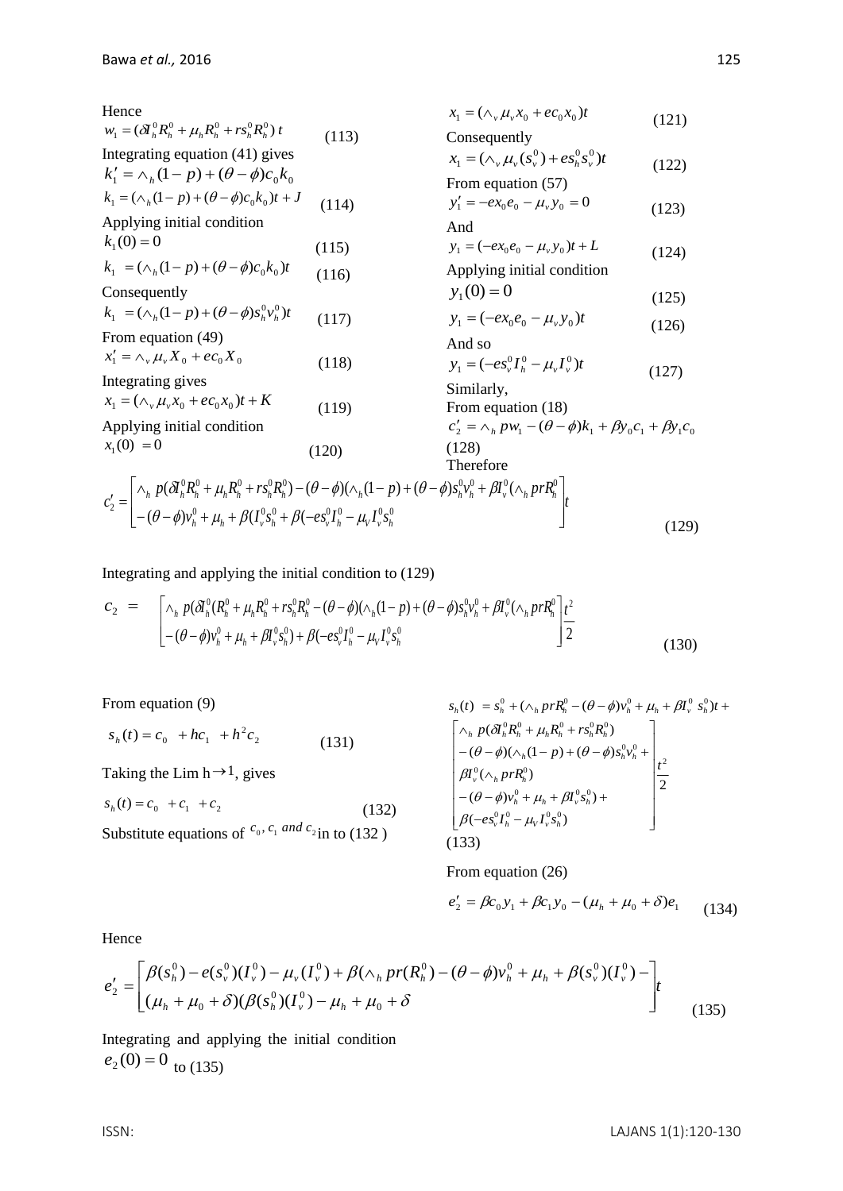Hence

$$w_1 = (\delta I_h^0 R_h^0 + \mu_h R_h^0 + r s_h^0 R_h^0)\, t \qquad (113)$$

Integrating equation (41) gives

$$k_1' = \wedge_h (1-p) + (\theta - \phi) c_0 k_0$$

$$k_1 = (\wedge_h (1-p) + (\theta - \phi) c_0 k_0) t + J \qquad (114)$$

Applying initial condition

$$k_1(0) = 0 \qquad (115)$$

$$k_1 = (\wedge_h (1-p) + (\theta - \phi) c_0 k_0) t \qquad (116)$$

Consequently

$$k_1 = (\wedge_h (1-p) + (\theta - \phi) s_h^0 v_h^0) t \qquad (117)$$

From equation (49)

$$x_1' = \wedge_v \mu_v X_0 + e c_0 X_0 \qquad (118)$$

Integrating gives

$$x_1 = (\wedge_v \mu_v x_0 + e c_0 x_0) t + K \qquad (119)$$

Applying initial condition

$$x_1(0) = 0 \qquad (120)$$

$$x_1 = (\wedge_v \mu_v x_0 + e c_0 x_0) t \qquad (121)$$

Consequently

$$x_1 = (\wedge_v \mu_v (s_v^0) + e s_h^0 s_v^0) t \qquad (122)$$

From equation (57)

$$y_1' = -e x_0 e_0 - \mu_v y_0 = 0 \qquad (123)$$

And

$$y_1 = (-e x_0 e_0 - \mu_v y_0) t + L \qquad (124)$$

Applying initial condition

$$y_1(0) = 0 \qquad (125)$$

$$y_1 = (-e x_0 e_0 - \mu_v y_0) t \qquad (126)$$

And so

$$y_1 = (-e s_v^0 I_h^0 - \mu_v I_v^0) t \qquad (127)$$

Similarly,
From equation (18)

$$c_2' = \wedge_h p w_1 - (\theta - \phi) k_1 + \beta y_0 c_1 + \beta y_1 c_0 \qquad (128)$$

Therefore

$$c_2' = \begin{bmatrix} \wedge_h p(\delta I_h^0 R_h^0 + \mu_h R_h^0 + r s_h^0 R_h^0) - (\theta - \phi)(\wedge_h (1-p) + (\theta - \phi) s_h^0 v_h^0 + \beta I_v^0 (\wedge_h p r R_h^0 \\ -(\theta - \phi) v_h^0 + \mu_h + \beta (I_v^0 s_h^0 + \beta(-e s_v^0 I_h^0 - \mu_V I_v^0 s_h^0 \end{bmatrix} t \qquad (129)$$

Integrating and applying the initial condition to (129)

$$c_2 = \begin{bmatrix} \wedge_h p(\delta I_h^0 (R_h^0 + \mu_h R_h^0 + r s_h^0 R_h^0 - (\theta - \phi)(\wedge_h (1-p) + (\theta - \phi) s_h^0 v_h^0 + \beta I_v^0 (\wedge_h p r R_h^0 \\ -(\theta - \phi) v_h^0 + \mu_h + \beta I_v^0 s_h^0) + \beta(-e s_v^0 I_h^0 - \mu_V I_v^0 s_h^0 \end{bmatrix} \frac{t^2}{2} \qquad (130)$$

From equation (9)

$$s_h(t) = c_0 + h c_1 + h^2 c_2 \qquad (131)$$

Taking the Lim h→1, gives

$$s_h(t) = c_0 + c_1 + c_2 \qquad (132)$$

Substitute equations of $c_0, c_1$ and $c_2$ in to (132)

$$s_h(t) = s_h^0 + (\wedge_h p r R_h^0 - (\theta - \phi) v_h^0 + \mu_h + \beta I_v^0 s_h^0) t + \begin{bmatrix} \wedge_h p(\delta I_h^0 R_h^0 + \mu_h R_h^0 + r s_h^0 R_h^0) \\ -(\theta - \phi)(\wedge_h (1-p) + (\theta - \phi) s_h^0 v_h^0 + \\ \beta I_v^0 (\wedge_h p r R_h^0) \\ -(\theta - \phi) v_h^0 + \mu_h + \beta I_v^0 s_h^0) + \\ \beta(-e s_v^0 I_h^0 - \mu_V I_v^0 s_h^0) \end{bmatrix} \frac{t^2}{2} \qquad (133)$$

From equation (26)

$$e_2' = \beta c_0 y_1 + \beta c_1 y_0 - (\mu_h + \mu_0 + \delta) e_1 \qquad (134)$$

Hence

$$e_2' = \begin{bmatrix} \beta(s_h^0) - e(s_v^0)(I_v^0) - \mu_v (I_v^0) + \beta(\wedge_h p r (R_h^0) - (\theta - \phi) v_h^0 + \mu_h + \beta(s_v^0)(I_v^0) - \\ (\mu_h + \mu_0 + \delta)(\beta(s_h^0)(I_v^0) - \mu_h + \mu_0 + \delta \end{bmatrix} t \qquad (135)$$

Integrating and applying the initial condition $e_2(0) = 0$ to (135)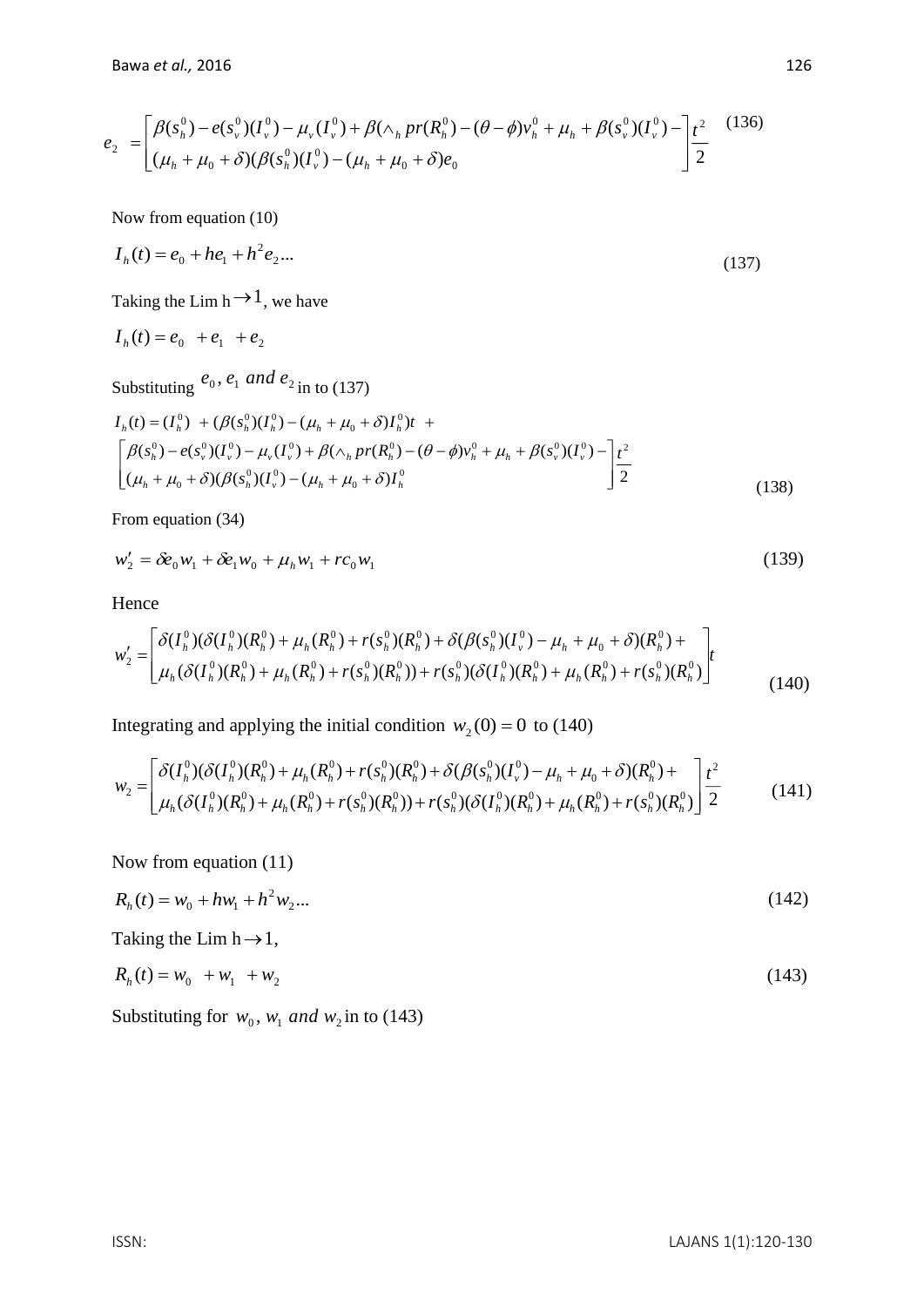$$e_2 = \begin{bmatrix} \beta(s_h^0) - e(s_v^0)(I_v^0) - \mu_v(I_v^0) + \beta(\wedge_h pr(R_h^0) - (\theta - \phi)v_h^0 + \mu_h + \beta(s_v^0)(I_v^0) - \\ (\mu_h + \mu_0 + \delta)(\beta(s_h^0)(I_v^0) - (\mu_h + \mu_0 + \delta)e_0 \end{bmatrix} \frac{t^2}{2} \quad (136)$$

Now from equation (10)

$$I_h(t) = e_0 + he_1 + h^2 e_2 ... \quad (137)$$

Taking the Lim h $\rightarrow 1$, we have

$$I_h(t) = e_0 + e_1 + e_2$$

Substituting $e_0, e_1$ *and* $e_2$ in to (137)

$$I_h(t) = (I_h^0) + (\beta(s_h^0)(I_h^0) - (\mu_h + \mu_0 + \delta)I_h^0)t + \begin{bmatrix} \beta(s_h^0) - e(s_v^0)(I_v^0) - \mu_v(I_v^0) + \beta(\wedge_h pr(R_h^0) - (\theta - \phi)v_h^0 + \mu_h + \beta(s_v^0)(I_v^0) - \\ (\mu_h + \mu_0 + \delta)(\beta(s_h^0)(I_v^0) - (\mu_h + \mu_0 + \delta)I_h^0 \end{bmatrix} \frac{t^2}{2} \quad (138)$$

From equation (34)

$$w_2' = \delta e_0 w_1 + \delta e_1 w_0 + \mu_h w_1 + rc_0 w_1 \quad (139)$$

Hence

$$w_2' = \begin{bmatrix} \delta(I_h^0)(\delta(I_h^0)(R_h^0) + \mu_h(R_h^0) + r(s_h^0)(R_h^0) + \delta(\beta(s_h^0)(I_v^0) - \mu_h + \mu_0 + \delta)(R_h^0) + \\ \mu_h(\delta(I_h^0)(R_h^0) + \mu_h(R_h^0) + r(s_h^0)(R_h^0)) + r(s_h^0)(\delta(I_h^0)(R_h^0) + \mu_h(R_h^0) + r(s_h^0)(R_h^0) \end{bmatrix} t \quad (140)$$

Integrating and applying the initial condition $w_2(0) = 0$ to (140)

$$w_2 = \begin{bmatrix} \delta(I_h^0)(\delta(I_h^0)(R_h^0) + \mu_h(R_h^0) + r(s_h^0)(R_h^0) + \delta(\beta(s_h^0)(I_v^0) - \mu_h + \mu_0 + \delta)(R_h^0) + \\ \mu_h(\delta(I_h^0)(R_h^0) + \mu_h(R_h^0) + r(s_h^0)(R_h^0)) + r(s_h^0)(\delta(I_h^0)(R_h^0) + \mu_h(R_h^0) + r(s_h^0)(R_h^0) \end{bmatrix} \frac{t^2}{2} \quad (141)$$

Now from equation (11)

$$R_h(t) = w_0 + hw_1 + h^2 w_2 ... \quad (142)$$

Taking the Lim h $\rightarrow 1$,

$$R_h(t) = w_0 + w_1 + w_2 \quad (143)$$

Substituting for $w_0, w_1$ *and* $w_2$ in to (143)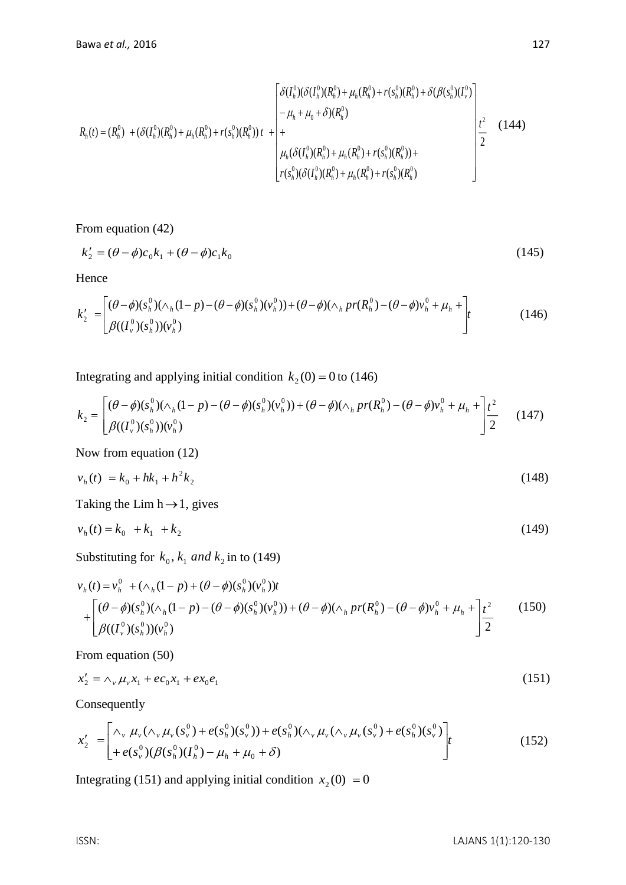$$R_h(t) = (R_h^0) + (\delta(I_h^0)(R_h^0) + \mu_h(R_h^0) + r(s_h^0)(R_h^0))\,t + \begin{bmatrix} \delta(I_h^0)(\delta(I_h^0)(R_h^0) + \mu_h(R_h^0) + r(s_h^0)(R_h^0) + \delta(\beta(s_h^0)(I_v^0) \\ -\mu_h + \mu_0 + \delta)(R_h^0) \\ + \\ \mu_h(\delta(I_h^0)(R_h^0) + \mu_h(R_h^0) + r(s_h^0)(R_h^0)) + \\ r(s_h^0)(\delta(I_h^0)(R_h^0) + \mu_h(R_h^0) + r(s_h^0)(R_h^0) \end{bmatrix} \frac{t^2}{2} \quad (144)$$

From equation (42)

$$k_2' = (\theta - \phi)c_0 k_1 + (\theta - \phi)c_1 k_0 \quad (145)$$

Hence

$$k_2' = \begin{bmatrix} (\theta-\phi)(s_h^0)(\wedge_h(1-p) - (\theta-\phi)(s_h^0)(v_h^0)) + (\theta-\phi)(\wedge_h pr(R_h^0) - (\theta-\phi)v_h^0 + \mu_h + \\ \beta((I_v^0)(s_h^0))(v_h^0) \end{bmatrix} t \quad (146)$$

Integrating and applying initial condition $k_2(0) = 0$ to (146)

$$k_2 = \begin{bmatrix} (\theta-\phi)(s_h^0)(\wedge_h(1-p) - (\theta-\phi)(s_h^0)(v_h^0)) + (\theta-\phi)(\wedge_h pr(R_h^0) - (\theta-\phi)v_h^0 + \mu_h + \\ \beta((I_v^0)(s_h^0))(v_h^0) \end{bmatrix} \frac{t^2}{2} \quad (147)$$

Now from equation (12)

$$v_h(t) = k_0 + hk_1 + h^2 k_2 \quad (148)$$

Taking the Lim $h \to 1$, gives

$$v_h(t) = k_0 + k_1 + k_2 \quad (149)$$

Substituting for $k_0, k_1$ *and* $k_2$ in to (149)

$$v_h(t) = v_h^0 + (\wedge_h(1-p) + (\theta-\phi)(s_h^0)(v_h^0))t + \begin{bmatrix} (\theta-\phi)(s_h^0)(\wedge_h(1-p) - (\theta-\phi)(s_h^0)(v_h^0)) + (\theta-\phi)(\wedge_h pr(R_h^0) - (\theta-\phi)v_h^0 + \mu_h + \\ \beta((I_v^0)(s_h^0))(v_h^0) \end{bmatrix} \frac{t^2}{2} \quad (150)$$

From equation (50)

$$x_2' = \wedge_v \mu_v x_1 + ec_0 x_1 + ex_0 e_1 \quad (151)$$

Consequently

$$x_2' = \begin{bmatrix} \wedge_v \mu_v(\wedge_v \mu_v(s_v^0) + e(s_h^0)(s_v^0)) + e(s_h^0)(\wedge_v \mu_v(\wedge_v \mu_v(s_v^0) + e(s_h^0)(s_v^0)) \\ + e(s_v^0)(\beta(s_h^0)(I_h^0) - \mu_h + \mu_0 + \delta) \end{bmatrix} t \quad (152)$$

Integrating (151) and applying initial condition $x_2(0) = 0$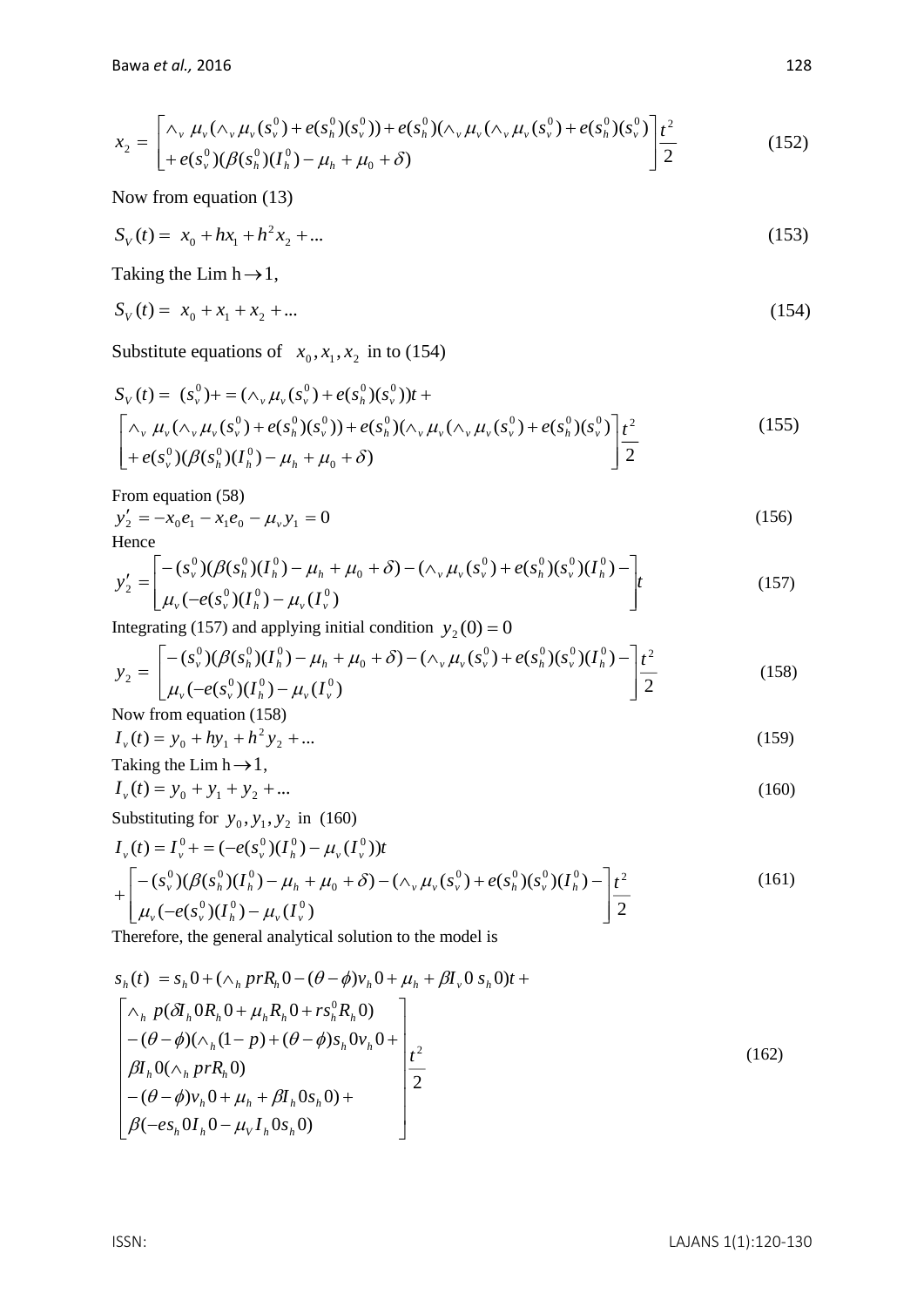$$x_2 = \begin{bmatrix} \wedge_v \ \mu_v(\wedge_v \mu_v(s_v^0) + e(s_h^0)(s_v^0)) + e(s_h^0)(\wedge_v \mu_v(\wedge_v \mu_v(s_v^0) + e(s_h^0)(s_v^0) \\ + e(s_v^0)(\beta(s_h^0)(I_h^0) - \mu_h + \mu_0 + \delta) \end{bmatrix} \frac{t^2}{2} \tag{152}$$

Now from equation (13)

$$S_V(t) = x_0 + hx_1 + h^2 x_2 + ... \tag{153}$$

Taking the Lim $h \to 1$,

$$S_V(t) = x_0 + x_1 + x_2 + ... \tag{154}$$

Substitute equations of $x_0, x_1, x_2$ in to (154)

$$S_V(t) = (s_v^0) + = (\wedge_v \mu_v(s_v^0) + e(s_h^0)(s_v^0))t + \begin{bmatrix} \wedge_v \ \mu_v(\wedge_v \mu_v(s_v^0) + e(s_h^0)(s_v^0)) + e(s_h^0)(\wedge_v \mu_v(\wedge_v \mu_v(s_v^0) + e(s_h^0)(s_v^0) \\ + e(s_v^0)(\beta(s_h^0)(I_h^0) - \mu_h + \mu_0 + \delta) \end{bmatrix} \frac{t^2}{2} \tag{155}$$

From equation (58)

$$y_2' = -x_0 e_1 - x_1 e_0 - \mu_v y_1 = 0 \tag{156}$$

Hence

$$y_2' = \begin{bmatrix} -(s_v^0)(\beta(s_h^0)(I_h^0) - \mu_h + \mu_0 + \delta) - (\wedge_v \mu_v(s_v^0) + e(s_h^0)(s_v^0)(I_h^0) - \\ \mu_v(-e(s_v^0)(I_h^0) - \mu_v(I_v^0) \end{bmatrix} t \tag{157}$$

Integrating (157) and applying initial condition $y_2(0) = 0$

$$y_2 = \begin{bmatrix} -(s_v^0)(\beta(s_h^0)(I_h^0) - \mu_h + \mu_0 + \delta) - (\wedge_v \mu_v(s_v^0) + e(s_h^0)(s_v^0)(I_h^0) - \\ \mu_v(-e(s_v^0)(I_h^0) - \mu_v(I_v^0) \end{bmatrix} \frac{t^2}{2} \tag{158}$$

Now from equation (158)

$$I_v(t) = y_0 + hy_1 + h^2 y_2 + ... \tag{159}$$

Taking the Lim $h \to 1$,

$$I_v(t) = y_0 + y_1 + y_2 + ... \tag{160}$$

Substituting for $y_0, y_1, y_2$ in (160)

$$I_v(t) = I_v^0 + = (-e(s_v^0)(I_h^0) - \mu_v(I_v^0))t + \begin{bmatrix} -(s_v^0)(\beta(s_h^0)(I_h^0) - \mu_h + \mu_0 + \delta) - (\wedge_v \mu_v(s_v^0) + e(s_h^0)(s_v^0)(I_h^0) - \\ \mu_v(-e(s_v^0)(I_h^0) - \mu_v(I_v^0) \end{bmatrix} \frac{t^2}{2} \tag{161}$$

Therefore, the general analytical solution to the model is

$$s_h(t) = s_h 0 + (\wedge_h prR_h 0 - (\theta - \phi)v_h 0 + \mu_h + \beta I_v 0 \ s_h 0)t + \begin{bmatrix} \wedge_h \ p(\delta I_h 0 R_h 0 + \mu_h R_h 0 + rs_h^0 R_h 0) \\ -(\theta - \phi)(\wedge_h (1 - p) + (\theta - \phi)s_h 0 v_h 0 + \\ \beta I_h 0(\wedge_h prR_h 0) \\ -(\theta - \phi)v_h 0 + \mu_h + \beta I_h 0 s_h 0) + \\ \beta(-es_h 0 I_h 0 - \mu_V I_h 0 s_h 0) \end{bmatrix} \frac{t^2}{2} \tag{162}$$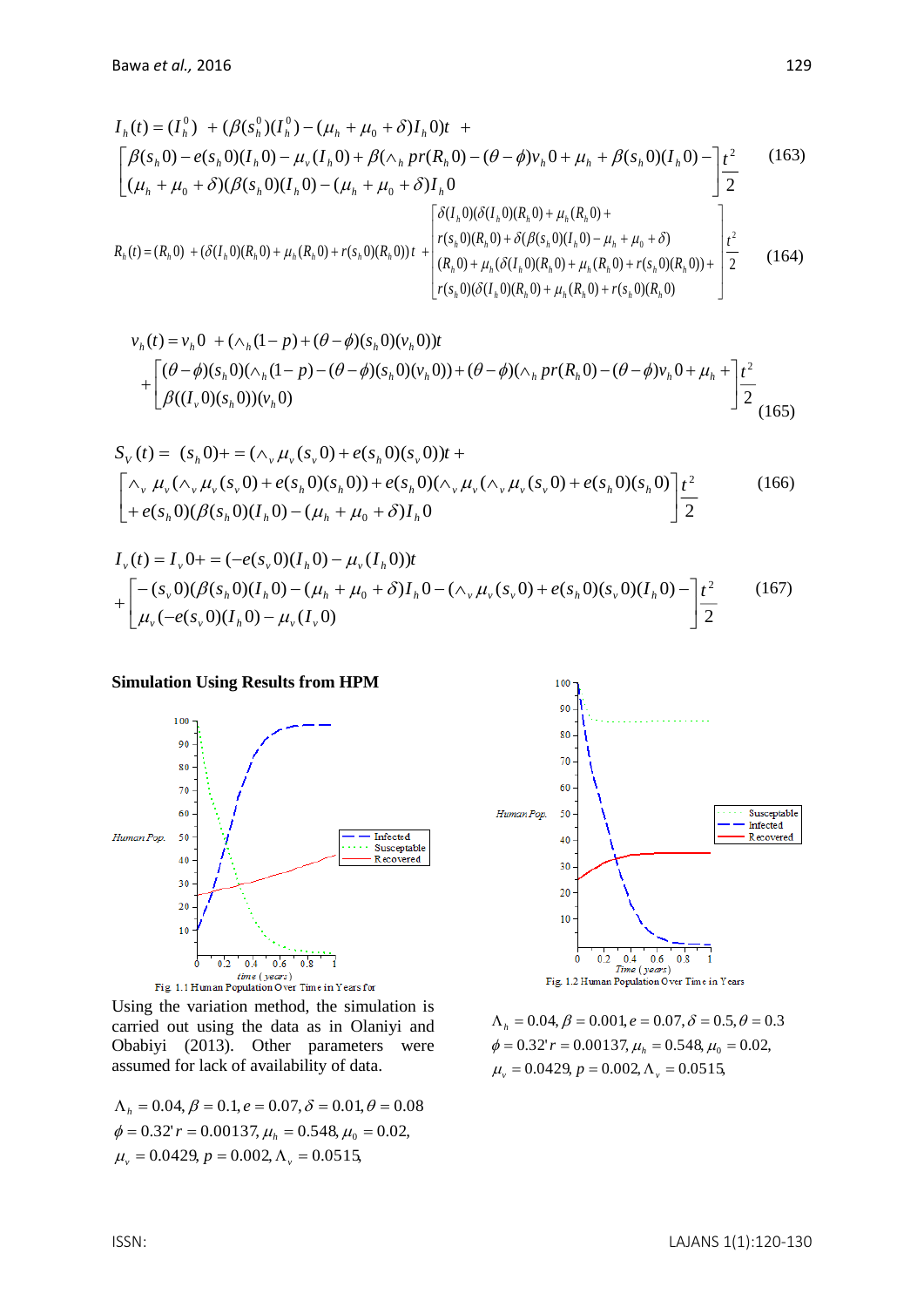$$I_h(t) = (I_h^0) + (\beta(s_h^0)(I_h^0) - (\mu_h + \mu_0 + \delta)I_h 0)t + \left[\begin{matrix} \beta(s_h 0) - e(s_h 0)(I_h 0) - \mu_v(I_h 0) + \beta(\wedge_h pr(R_h 0) - (\theta - \phi)v_h 0 + \mu_h + \beta(s_h 0)(I_h 0) - \\ (\mu_h + \mu_0 + \delta)(\beta(s_h 0)(I_h 0) - (\mu_h + \mu_0 + \delta)I_h 0 \end{matrix}\right]\frac{t^2}{2} \tag{163}$$

$$R_h(t) = (R_h 0) + (\delta(I_h 0)(R_h 0) + \mu_h(R_h 0) + r(s_h 0)(R_h 0))t + \left[\begin{matrix} \delta(I_h 0)(\delta(I_h 0)(R_h 0) + \mu_h(R_h 0) + \\ r(s_h 0)(R_h 0) + \delta(\beta(s_h 0)(I_h 0) - \mu_h + \mu_0 + \delta) \\ (R_h 0) + \mu_h(\delta(I_h 0)(R_h 0) + \mu_h(R_h 0) + r(s_h 0)(R_h 0)) + \\ r(s_h 0)(\delta(I_h 0)(R_h 0) + \mu_h(R_h 0) + r(s_h 0)(R_h 0) \end{matrix}\right]\frac{t^2}{2} \tag{164}$$

$$v_h(t) = v_h 0 + (\wedge_h(1-p) + (\theta - \phi)(s_h 0)(v_h 0))t + \left[\begin{matrix} (\theta - \phi)(s_h 0)(\wedge_h(1-p) - (\theta - \phi)(s_h 0)(v_h 0)) + (\theta - \phi)(\wedge_h pr(R_h 0) - (\theta - \phi)v_h 0 + \mu_h + \\ \beta((I_v 0)(s_h 0))(v_h 0) \end{matrix}\right]\frac{t^2}{2} \tag{165}$$

$$S_V(t) = (s_h 0) + = (\wedge_v \mu_v(s_v 0) + e(s_h 0)(s_v 0))t + \left[\begin{matrix} \wedge_v \mu_v(\wedge_v \mu_v(s_v 0) + e(s_h 0)(s_h 0)) + e(s_h 0)(\wedge_v \mu_v(\wedge_v \mu_v(s_v 0) + e(s_h 0)(s_h 0) \\ + e(s_h 0)(\beta(s_h 0)(I_h 0) - (\mu_h + \mu_0 + \delta)I_h 0 \end{matrix}\right]\frac{t^2}{2} \tag{166}$$

$$I_v(t) = I_v 0 + = (-e(s_v 0)(I_h 0) - \mu_v(I_h 0))t + \left[\begin{matrix} -(s_v 0)(\beta(s_h 0)(I_h 0) - (\mu_h + \mu_0 + \delta)I_h 0 - (\wedge_v \mu_v(s_v 0) + e(s_h 0)(s_v 0)(I_h 0) - \\ \mu_v(-e(s_v 0)(I_h 0) - \mu_v(I_v 0) \end{matrix}\right]\frac{t^2}{2} \tag{167}$$

**Simulation Using Results from HPM**

Fig. 1.1 Human Population Over Time in Years for

Using the variation method, the simulation is carried out using the data as in Olaniyi and Obabiyi (2013). Other parameters were assumed for lack of availability of data.

$\Lambda_h = 0.04, \beta = 0.1, e = 0.07, \delta = 0.01, \theta = 0.08$
$\phi = 0.32' r = 0.00137, \mu_h = 0.548, \mu_0 = 0.02,$
$\mu_v = 0.0429, p = 0.002, \Lambda_v = 0.0515,$

Fig. 1.2 Human Population Over Time in Years

$\Lambda_h = 0.04, \beta = 0.001, e = 0.07, \delta = 0.5, \theta = 0.3$
$\phi = 0.32' r = 0.00137, \mu_h = 0.548, \mu_0 = 0.02,$
$\mu_v = 0.0429, p = 0.002, \Lambda_v = 0.0515,$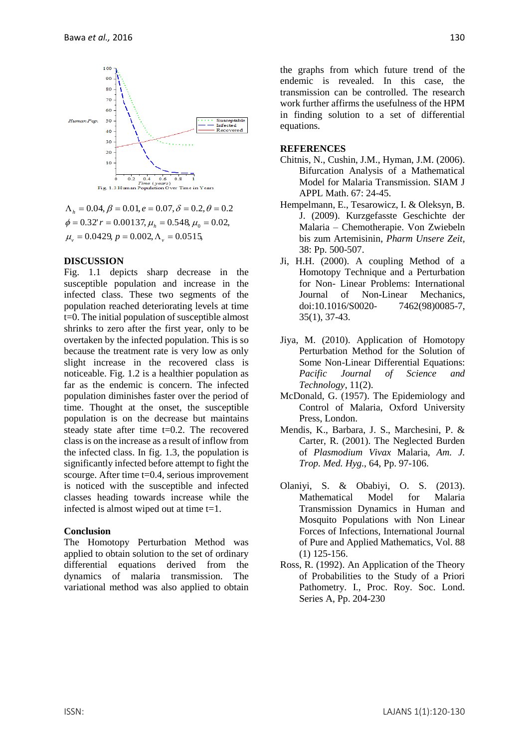100
90
80
70
60
Human Pop. 50
40
30
20
10
0 0.2 0.4 0.6 0.8 1
Time (years)

Susceptible
Infected
Recovered

Fig. 1.3 Human Population Over Time in Years

$\Lambda_h = 0.04, \beta = 0.01, e = 0.07, \delta = 0.2, \theta = 0.2$
$\phi = 0.32' r = 0.00137, \mu_h = 0.548, \mu_0 = 0.02,$
$\mu_v = 0.0429, p = 0.002, \Lambda_v = 0.0515,$

**DISCUSSION**

Fig. 1.1 depicts sharp decrease in the susceptible population and increase in the infected class. These two segments of the population reached deteriorating levels at time t=0. The initial population of susceptible almost shrinks to zero after the first year, only to be overtaken by the infected population. This is so because the treatment rate is very low as only slight increase in the recovered class is noticeable. Fig. 1.2 is a healthier population as far as the endemic is concern. The infected population diminishes faster over the period of time. Thought at the onset, the susceptible population is on the decrease but maintains steady state after time t=0.2. The recovered class is on the increase as a result of inflow from the infected class. In fig. 1.3, the population is significantly infected before attempt to fight the scourge. After time t=0.4, serious improvement is noticed with the susceptible and infected classes heading towards increase while the infected is almost wiped out at time t=1.

**Conclusion**

The Homotopy Perturbation Method was applied to obtain solution to the set of ordinary differential equations derived from the dynamics of malaria transmission. The variational method was also applied to obtain the graphs from which future trend of the endemic is revealed. In this case, the transmission can be controlled. The research work further affirms the usefulness of the HPM in finding solution to a set of differential equations.

**REFERENCES**

Chitnis, N., Cushin, J.M., Hyman, J.M. (2006). Bifurcation Analysis of a Mathematical Model for Malaria Transmission. SIAM J APPL Math. 67: 24-45.

Hempelmann, E., Tesarowicz, I. & Oleksyn, B. J. (2009). Kurzgefasste Geschichte der Malaria – Chemotherapie. Von Zwiebeln bis zum Artemisinin, *Pharm Unsere Zeit*, 38: Pp. 500-507.

Ji, H.H. (2000). A coupling Method of a Homotopy Technique and a Perturbation for Non- Linear Problems: International Journal of Non-Linear Mechanics, doi:10.1016/S0020- 7462(98)0085-7, 35(1), 37-43.

Jiya, M. (2010). Application of Homotopy Perturbation Method for the Solution of Some Non-Linear Differential Equations: *Pacific Journal of Science and Technology*, 11(2).

McDonald, G. (1957). The Epidemiology and Control of Malaria, Oxford University Press, London.

Mendis, K., Barbara, J. S., Marchesini, P. & Carter, R. (2001). The Neglected Burden of *Plasmodium Vivax* Malaria, *Am. J. Trop. Med. Hyg.*, 64, Pp. 97-106.

Olaniyi, S. & Obabiyi, O. S. (2013). Mathematical Model for Malaria Transmission Dynamics in Human and Mosquito Populations with Non Linear Forces of Infections, International Journal of Pure and Applied Mathematics, Vol. 88 (1) 125-156.

Ross, R. (1992). An Application of the Theory of Probabilities to the Study of a Priori Pathometry. I., Proc. Roy. Soc. Lond. Series A, Pp. 204-230